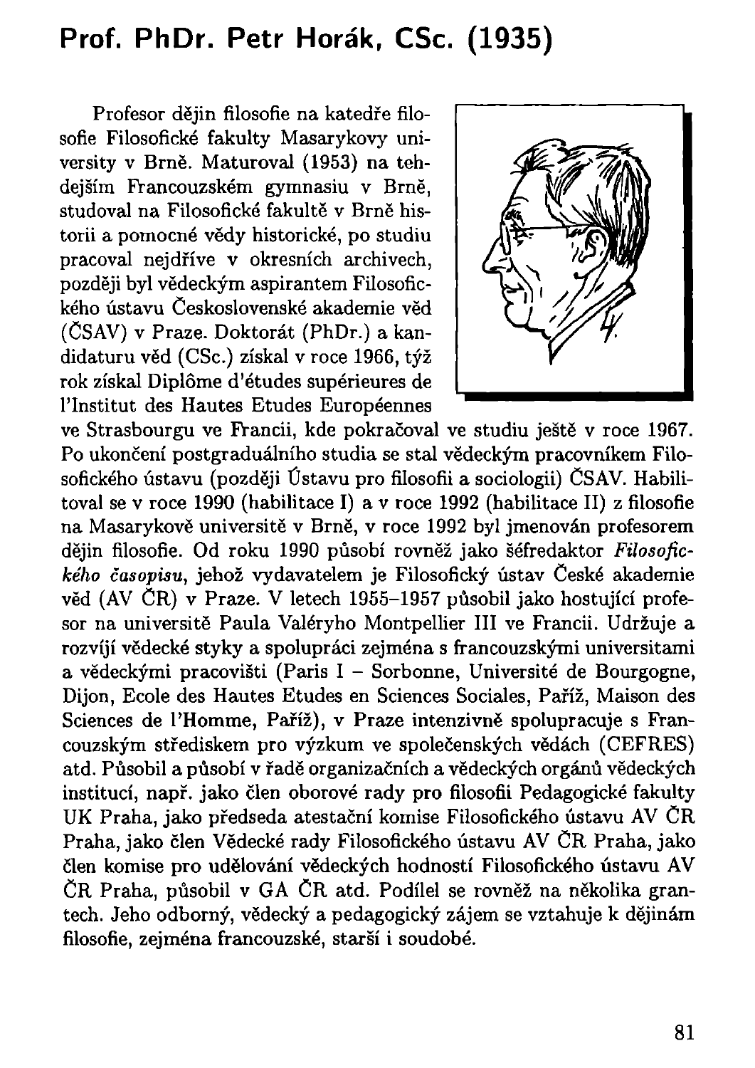# Prof. PhDr. Petr Horák, CSc. (1935)

Profesor dějin filosofie na katedře filosofie Filosofické fakulty Masarykovy university v Brně. Maturoval (1953) na tehdejším Francouzském gymnasiu v Brně, studoval na Filosofické fakultě v Brně historii a pomocné vědy historické, po studiu pracoval nejdříve v okresních archivech, později byl vědeckým aspirantem Filosofického ústavu Československé akademie věd (ČSAV) v Praze. Doktorát (PhDr.) a kandidaturu věd (CSc.) získal v roce 1966, týž rok získal Diplôme d'études supérieures de l'Institut des Hautes Etudes Européennes ve Strasbourgu ve Francii, kde pokračoval ve studiu ještě v roce 1967. Po ukončení postgraduálního studia se stal vědeckým pracovníkem Filosofického ústavu (později Ústavu pro filosofii a sociologii) ČSAV. Habilitoval se v roce 1990 (habilitace I) a v roce 1992 (habilitace II) z filosofie na Masarykově universitě v Brně, v roce 1992 byl jmenován profesorem dějin filosofie. Od roku 1990 působí rovněž jako šéfredaktor *Filosofického časopisu*, jehož vydavatelem je Filosofický ústav České akademie věd (AV ČR) v Praze. V letech 1955–1957 působil jako hostující profesor na universitě Paula Valéryho Montpellier III ve Francii. Udržuje a rozvíjí vědecké styky a spolupráci zejména s francouzskými universitami a vědeckými pracovišti (Paris I – Sorbonne, Université de Bourgogne, Dijon, Ecole des Hautes Etudes en Sciences Sociales, Paříž, Maison des Sciences de l'Homme, Paříž), v Praze intenzivně spolupracuje s Francouzským střediskem pro výzkum ve společenských vědách (CEFRES) atd. Působil a působí v řadě organizačních a vědeckých orgánů vědeckých institucí, např. jako člen oborové rady pro filosofii Pedagogické fakulty UK Praha, jako předseda atestační komise Filosofického ústavu AV ČR Praha, jako člen Vědecké rady Filosofického ústavu AV ČR Praha, jako člen komise pro udělování vědeckých hodností Filosofického ústavu AV ČR Praha, působil v GA ČR atd. Podílel se rovněž na několika grantech. Jeho odborný, vědecký a pedagogický zájem se vztahuje k dějinám filosofie, zejména francouzské, starší i soudobé.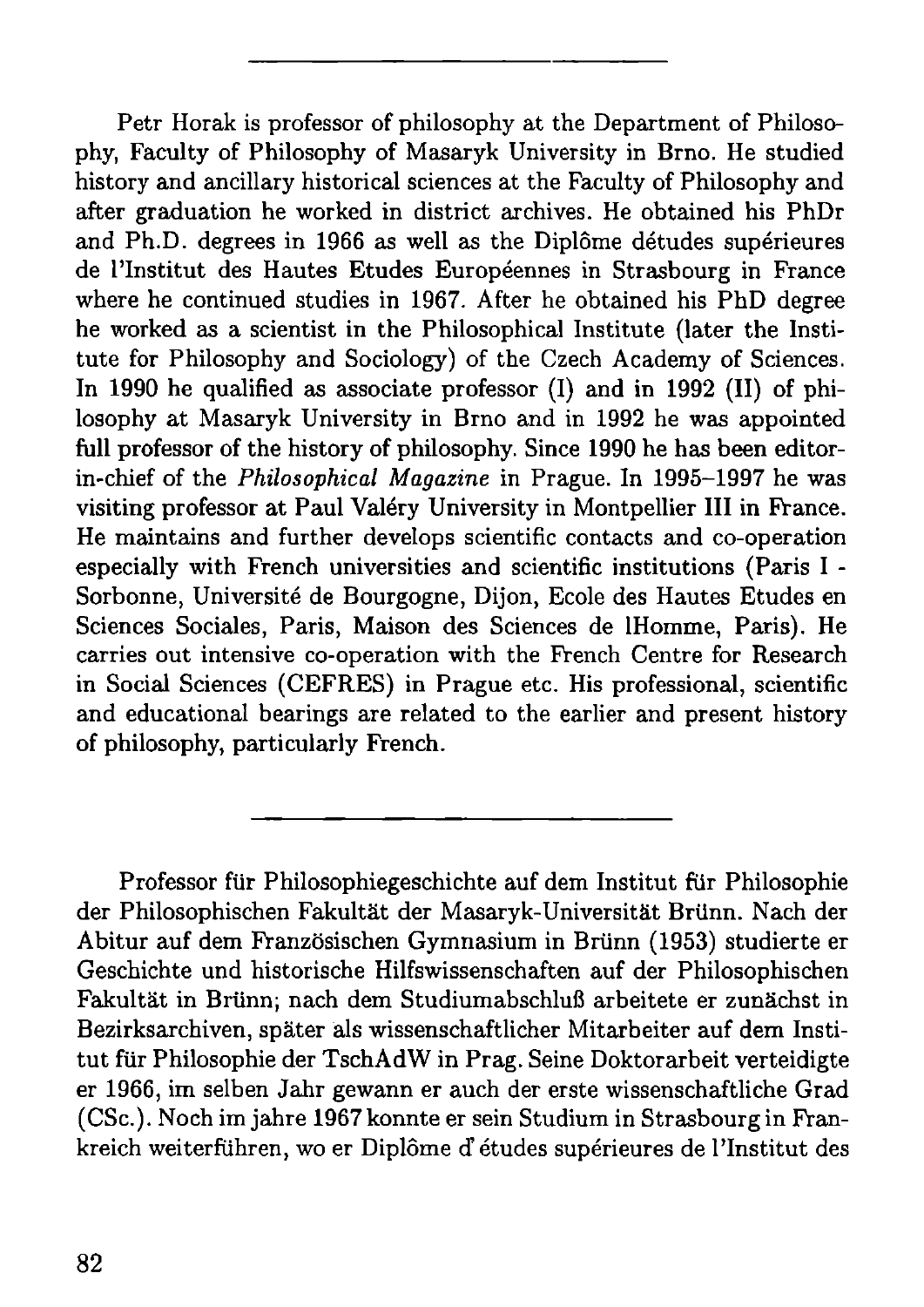---

Petr Horak is professor of philosophy at the Department of Philosophy, Faculty of Philosophy of Masaryk University in Brno. He studied history and ancillary historical sciences at the Faculty of Philosophy and after graduation he worked in district archives. He obtained his PhDr and Ph.D. degrees in 1966 as well as the Diplôme détudes supérieures de l'Institut des Hautes Etudes Européennes in Strasbourg in France where he continued studies in 1967. After he obtained his PhD degree he worked as a scientist in the Philosophical Institute (later the Institute for Philosophy and Sociology) of the Czech Academy of Sciences. In 1990 he qualified as associate professor (I) and in 1992 (II) of philosophy at Masaryk University in Brno and in 1992 he was appointed full professor of the history of philosophy. Since 1990 he has been editor-in-chief of the *Philosophical Magazine* in Prague. In 1995–1997 he was visiting professor at Paul Valéry University in Montpellier III in France. He maintains and further develops scientific contacts and co-operation especially with French universities and scientific institutions (Paris I - Sorbonne, Université de Bourgogne, Dijon, Ecole des Hautes Etudes en Sciences Sociales, Paris, Maison des Sciences de lHomme, Paris). He carries out intensive co-operation with the French Centre for Research in Social Sciences (CEFRES) in Prague etc. His professional, scientific and educational bearings are related to the earlier and present history of philosophy, particularly French.

---

Professor für Philosophiegeschichte auf dem Institut für Philosophie der Philosophischen Fakultät der Masaryk-Universität Brünn. Nach der Abitur auf dem Französischen Gymnasium in Brünn (1953) studierte er Geschichte und historische Hilfswissenschaften auf der Philosophischen Fakultät in Brünn; nach dem Studiumabschluß arbeitete er zunächst in Bezirksarchiven, später als wissenschaftlicher Mitarbeiter auf dem Institut für Philosophie der TschAdW in Prag. Seine Doktorarbeit verteidigte er 1966, im selben Jahr gewann er auch der erste wissenschaftliche Grad (CSc.). Noch im jahre 1967 konnte er sein Studium in Strasbourg in Frankreich weiterführen, wo er Diplôme d'études supérieures de l'Institut des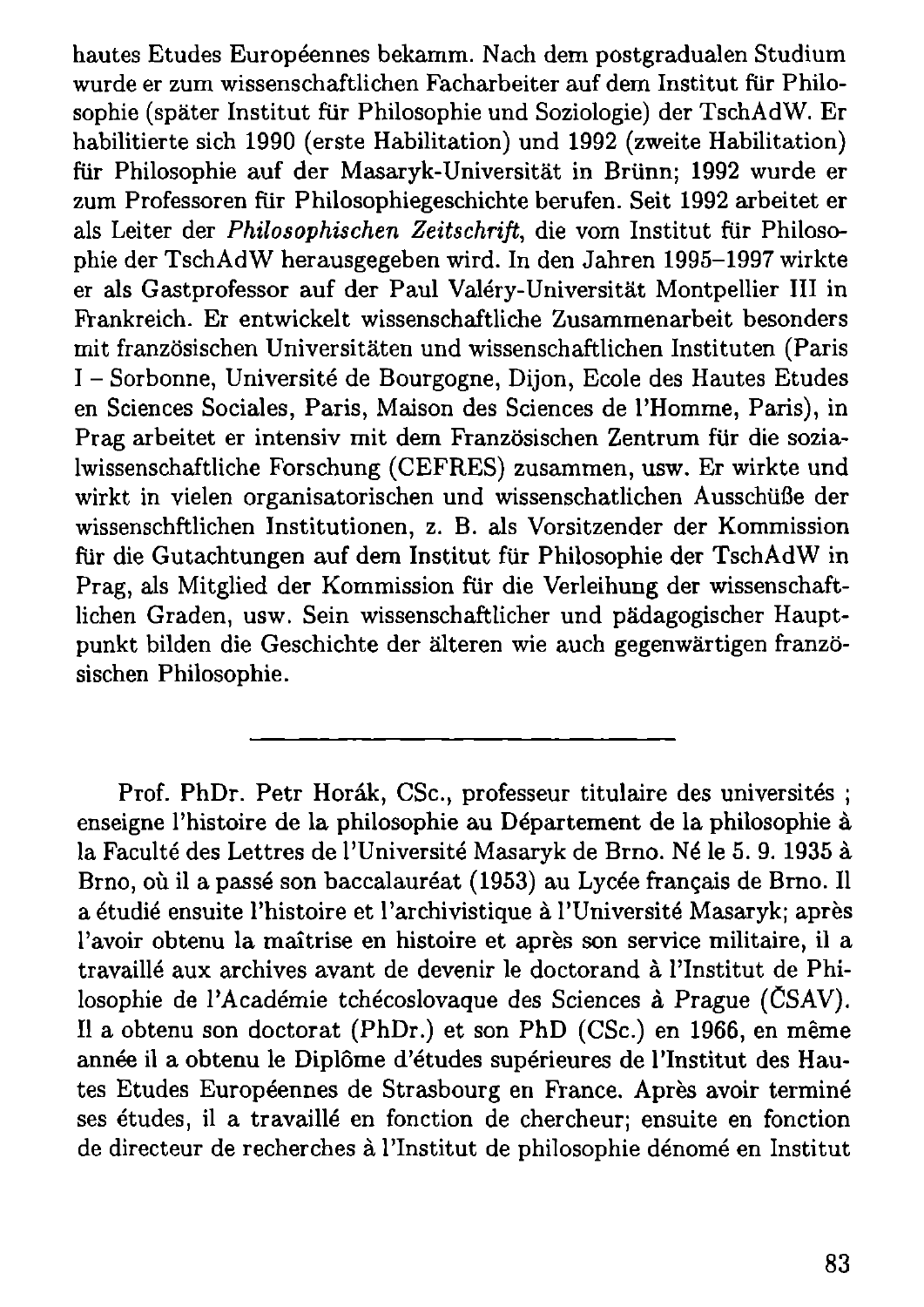hautes Etudes Européennes bekamm. Nach dem postgradualen Studium wurde er zum wissenschaftlichen Facharbeiter auf dem Institut für Philosophie (später Institut für Philosophie und Soziologie) der TschAdW. Er habilitierte sich 1990 (erste Habilitation) und 1992 (zweite Habilitation) für Philosophie auf der Masaryk-Universität in Brünn; 1992 wurde er zum Professoren für Philosophiegeschichte berufen. Seit 1992 arbeitet er als Leiter der *Philosophischen Zeitschrift*, die vom Institut für Philosophie der TschAdW herausgegeben wird. In den Jahren 1995–1997 wirkte er als Gastprofessor auf der Paul Valéry-Universität Montpellier III in Frankreich. Er entwickelt wissenschaftliche Zusammenarbeit besonders mit französischen Universitäten und wissenschaftlichen Instituten (Paris I – Sorbonne, Université de Bourgogne, Dijon, Ecole des Hautes Etudes en Sciences Sociales, Paris, Maison des Sciences de l'Homme, Paris), in Prag arbeitet er intensiv mit dem Französischen Zentrum für die sozialwissenschaftliche Forschung (CEFRES) zusammen, usw. Er wirkte und wirkt in vielen organisatorischen und wissenschatlichen Ausschüße der wissenschftlichen Institutionen, z. B. als Vorsitzender der Kommission für die Gutachtungen auf dem Institut für Philosophie der TschAdW in Prag, als Mitglied der Kommission für die Verleihung der wissenschaftlichen Graden, usw. Sein wissenschaftlicher und pädagogischer Hauptpunkt bilden die Geschichte der älteren wie auch gegenwärtigen französischen Philosophie.

---

Prof. PhDr. Petr Horák, CSc., professeur titulaire des universités ; enseigne l'histoire de la philosophie au Département de la philosophie à la Faculté des Lettres de l'Université Masaryk de Brno. Né le 5. 9. 1935 à Brno, où il a passé son baccalauréat (1953) au Lycée français de Brno. Il a étudié ensuite l'histoire et l'archivistique à l'Université Masaryk; après l'avoir obtenu la maîtrise en histoire et après son service militaire, il a travaillé aux archives avant de devenir le doctorand à l'Institut de Philosophie de l'Académie tchécoslovaque des Sciences à Prague (ČSAV). Il a obtenu son doctorat (PhDr.) et son PhD (CSc.) en 1966, en même année il a obtenu le Diplôme d'études supérieures de l'Institut des Hautes Etudes Européennes de Strasbourg en France. Après avoir terminé ses études, il a travaillé en fonction de chercheur; ensuite en fonction de directeur de recherches à l'Institut de philosophie dénomé en Institut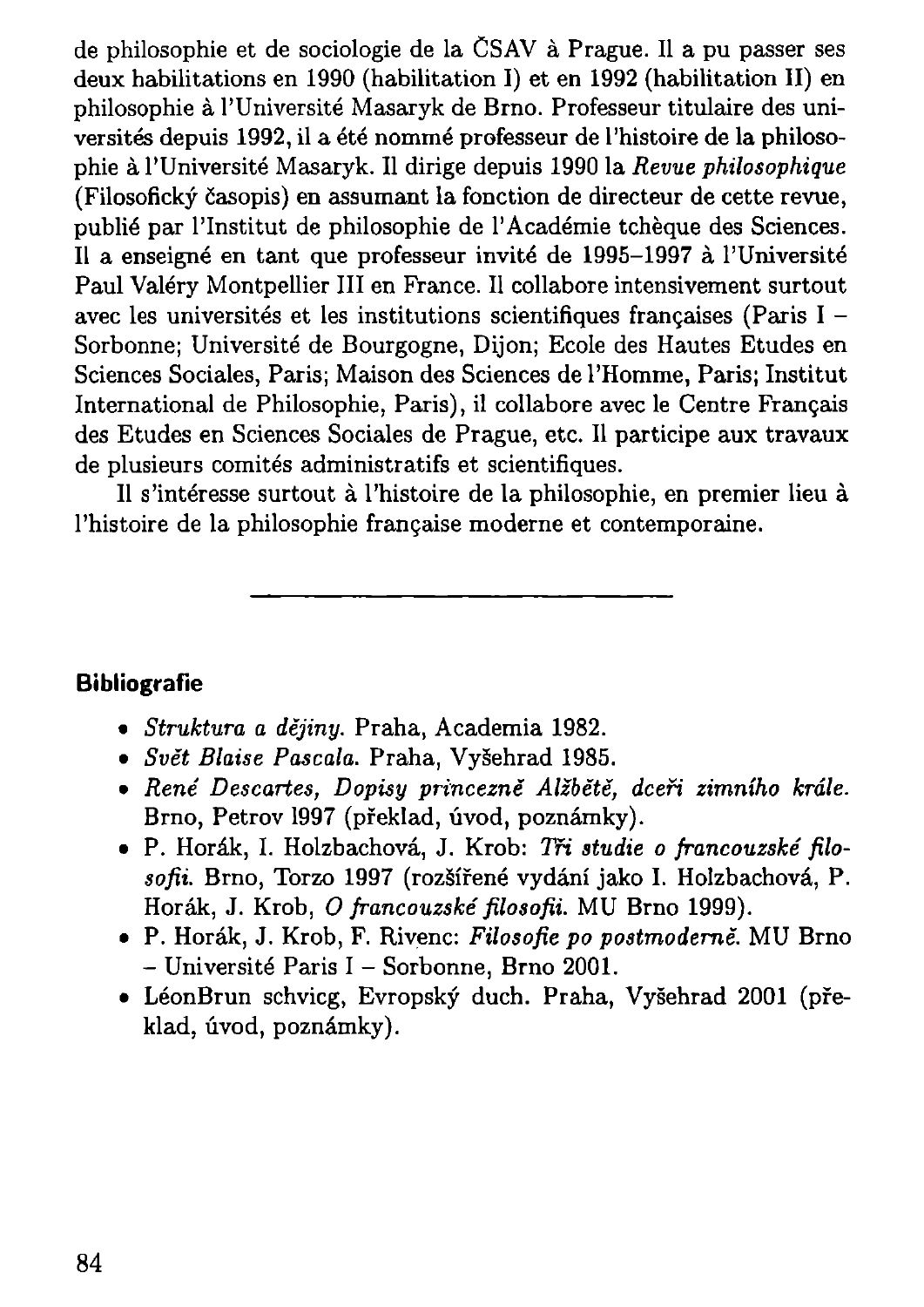de philosophie et de sociologie de la ČSAV à Prague. Il a pu passer ses deux habilitations en 1990 (habilitation I) et en 1992 (habilitation II) en philosophie à l'Université Masaryk de Brno. Professeur titulaire des universités depuis 1992, il a été nommé professeur de l'histoire de la philosophie à l'Université Masaryk. Il dirige depuis 1990 la *Revue philosophique* (Filosofický časopis) en assumant la fonction de directeur de cette revue, publié par l'Institut de philosophie de l'Académie tchèque des Sciences. Il a enseigné en tant que professeur invité de 1995–1997 à l'Université Paul Valéry Montpellier III en France. Il collabore intensivement surtout avec les universités et les institutions scientifiques françaises (Paris I – Sorbonne; Université de Bourgogne, Dijon; Ecole des Hautes Etudes en Sciences Sociales, Paris; Maison des Sciences de l'Homme, Paris; Institut International de Philosophie, Paris), il collabore avec le Centre Français des Etudes en Sciences Sociales de Prague, etc. Il participe aux travaux de plusieurs comités administratifs et scientifiques.

Il s'intéresse surtout à l'histoire de la philosophie, en premier lieu à l'histoire de la philosophie française moderne et contemporaine.

---

### Bibliografie

- *Struktura a dějiny.* Praha, Academia 1982.
- *Svět Blaise Pascala.* Praha, Vyšehrad 1985.
- *René Descartes, Dopisy princezně Alžbětě, dceři zimního krále.* Brno, Petrov l997 (překlad, úvod, poznámky).
- P. Horák, I. Holzbachová, J. Krob: *Tři studie o francouzské filosofii.* Brno, Torzo 1997 (rozšířené vydání jako I. Holzbachová, P. Horák, J. Krob, *O francouzské filosofii.* MU Brno 1999).
- P. Horák, J. Krob, F. Rivenc: *Filosofie po postmoderně.* MU Brno – Université Paris I – Sorbonne, Brno 2001.
- LéonBrun schvicg, Evropský duch. Praha, Vyšehrad 2001 (překlad, úvod, poznámky).